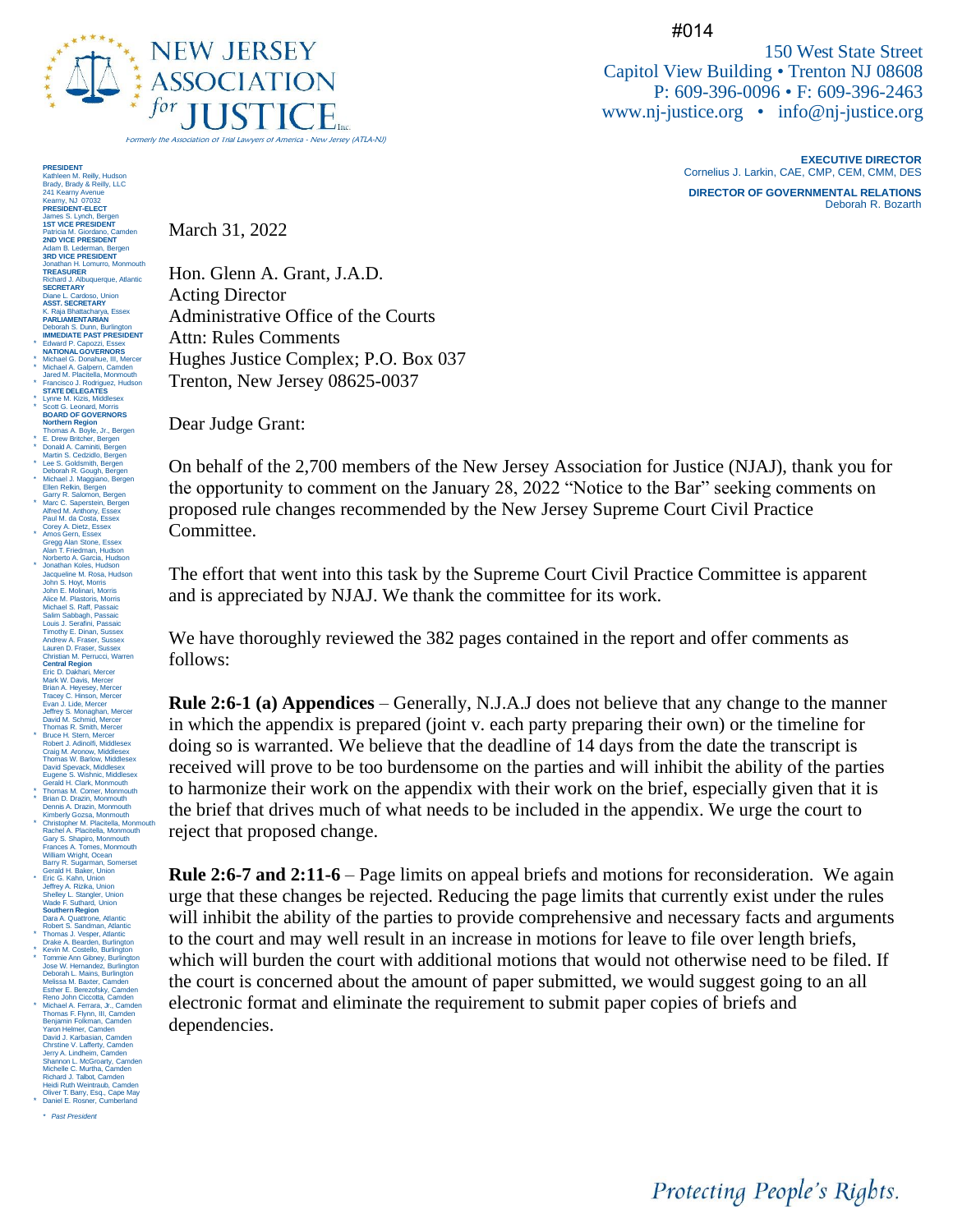#014

# NEW JERSEY ASSOCIATION *for* JUSTICE

*Formerly the Association of Trial Lawyers of America - New Jersey (ATLA-NJ)*

150 West State Street
Capitol View Building • Trenton NJ 08608
P: 609-396-0096 • F: 609-396-2463
www.nj-justice.org • info@nj-justice.org

**EXECUTIVE DIRECTOR**
Cornelius J. Larkin, CAE, CMP, CEM, CMM, DES

**DIRECTOR OF GOVERNMENTAL RELATIONS**
Deborah R. Bozarth

**PRESIDENT**
Kathleen M. Reilly, Hudson
Brady, Brady & Reilly, LLC
241 Kearny Avenue
Kearny, NJ 07032
**PRESIDENT-ELECT**
James S. Lynch, Bergen
**1ST VICE PRESIDENT**
Patricia M. Giordano, Camden
**2ND VICE PRESIDENT**
Adam B. Lederman, Bergen
**3RD VICE PRESIDENT**
Jonathan H. Lomurro, Monmouth
**TREASURER**
Richard J. Albuquerque, Atlantic
**SECRETARY**
Diane L. Cardoso, Union
**ASST. SECRETARY**
K. Raja Bhattacharya, Essex
**PARLIAMENTARIAN**
Deborah S. Dunn, Burlington
**IMMEDIATE PAST PRESIDENT**
* Edward P. Capozzi, Essex
**NATIONAL GOVERNORS**
* Michael G. Donahue, III, Mercer
* Michael A. Galpern, Camden
Jared M. Placitella, Monmouth
* Francisco J. Rodriguez, Hudson
**STATE DELEGATES**
* Lynne M. Kizis, Middlesex
* Scott G. Leonard, Morris
**BOARD OF GOVERNORS**
**Northern Region**
Thomas A. Boyle, Jr., Bergen
* E. Drew Britcher, Bergen
* Donald A. Caminiti, Bergen
Martin S. Cedzidlo, Bergen
* Lee S. Goldsmith, Bergen
Deborah R. Gough, Bergen
* Michael J. Maggiano, Bergen
Ellen Relkin, Bergen
Garry R. Salomon, Bergen
* Marc C. Saperstein, Bergen
Alfred M. Anthony, Essex
Paul M. da Costa, Essex
Corey A. Dietz, Essex
* Amos Gern, Essex
Gregg Alan Stone, Essex
Alan T. Friedman, Hudson
Norberto A. Garcia, Hudson
* Jonathan Koles, Hudson
Jacqueline M. Rosa, Hudson
John S. Hoyt, Morris
John E. Molinari, Morris
Alice M. Plastoris, Morris
Michael S. Raff, Passaic
Salim Sabbagh, Passaic
Louis J. Serafini, Passaic
Timothy E. Dinan, Sussex
Andrew A. Fraser, Sussex
Lauren D. Fraser, Sussex
Christian M. Perrucci, Warren
**Central Region**
Eric D. Dakhari, Mercer
Mark W. Davis, Mercer
Brian A. Heyesey, Mercer
Tracey C. Hinson, Mercer
Evan J. Lide, Mercer
Jeffrey S. Monaghan, Mercer
David M. Schmid, Mercer
Thomas R. Smith, Mercer
* Bruce H. Stern, Mercer
Robert J. Adinolfi, Middlesex
Craig M. Aronow, Middlesex
Thomas W. Barlow, Middlesex
David Spevack, Middlesex
Eugene S. Wishnic, Middlesex
Gerald H. Clark, Monmouth
* Thomas M. Comer, Monmouth
* Brian D. Drazin, Monmouth
Dennis A. Drazin, Monmouth
Kimberly Gozsa, Monmouth
* Christopher M. Placitella, Monmouth
Rachel A. Placitella, Monmouth
Gary S. Shapiro, Monmouth
Frances A. Tomes, Monmouth
William Wright, Ocean
Barry R. Sugarman, Somerset
Gerald H. Baker, Union
* Eric G. Kahn, Union
Jeffrey A. Rizika, Union
Shelley L. Stangler, Union
Wade F. Suthard, Union
**Southern Region**
Dara A. Quattrone, Atlantic
Robert S. Sandman, Atlantic
* Thomas J. Vesper, Atlantic
Drake A. Bearden, Burlington
* Kevin M. Costello, Burlington
* Tommie Ann Gibney, Burlington
Jose W. Hernandez, Burlington
Deborah L. Mains, Burlington
Melissa M. Baxter, Camden
Esther E. Berezofsky, Camden
Reno John Ciccotta, Camden
* Michael A. Ferrara, Jr., Camden
Thomas F. Flynn, III, Camden
Benjamin Folkman, Camden
Yaron Helmer, Camden
David J. Karbasian, Camden
Chrstine V. Lafferty, Camden
Jerry A. Lindheim, Camden
Shannon L. McGroarty, Camden
Michelle C. Murtha, Camden
Richard J. Talbot, Camden
Heidi Ruth Weintraub, Camden
Oliver T. Barry, Esq., Cape May
* Daniel E. Rosner, Cumberland

* *Past President*

March 31, 2022

Hon. Glenn A. Grant, J.A.D.
Acting Director
Administrative Office of the Courts
Attn: Rules Comments
Hughes Justice Complex; P.O. Box 037
Trenton, New Jersey 08625-0037

Dear Judge Grant:

On behalf of the 2,700 members of the New Jersey Association for Justice (NJAJ), thank you for the opportunity to comment on the January 28, 2022 "Notice to the Bar" seeking comments on proposed rule changes recommended by the New Jersey Supreme Court Civil Practice Committee.

The effort that went into this task by the Supreme Court Civil Practice Committee is apparent and is appreciated by NJAJ. We thank the committee for its work.

We have thoroughly reviewed the 382 pages contained in the report and offer comments as follows:

**Rule 2:6-1 (a) Appendices** – Generally, N.J.A.J does not believe that any change to the manner in which the appendix is prepared (joint v. each party preparing their own) or the timeline for doing so is warranted. We believe that the deadline of 14 days from the date the transcript is received will prove to be too burdensome on the parties and will inhibit the ability of the parties to harmonize their work on the appendix with their work on the brief, especially given that it is the brief that drives much of what needs to be included in the appendix. We urge the court to reject that proposed change.

**Rule 2:6-7 and 2:11-6** – Page limits on appeal briefs and motions for reconsideration. We again urge that these changes be rejected. Reducing the page limits that currently exist under the rules will inhibit the ability of the parties to provide comprehensive and necessary facts and arguments to the court and may well result in an increase in motions for leave to file over length briefs, which will burden the court with additional motions that would not otherwise need to be filed. If the court is concerned about the amount of paper submitted, we would suggest going to an all electronic format and eliminate the requirement to submit paper copies of briefs and dependencies.

*Protecting People's Rights.*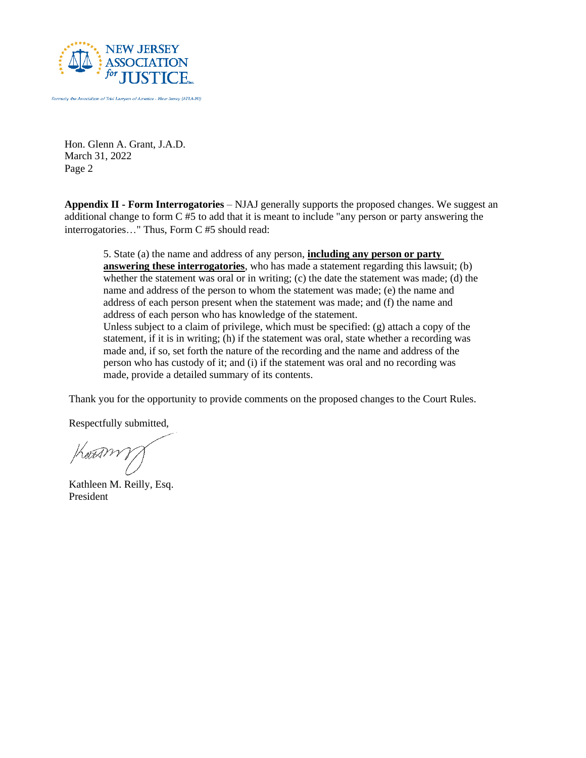Hon. Glenn A. Grant, J.A.D.
March 31, 2022
Page 2

**Appendix II - Form Interrogatories** – NJAJ generally supports the proposed changes. We suggest an additional change to form C #5 to add that it is meant to include "any person or party answering the interrogatories…" Thus, Form C #5 should read:

> 5. State (a) the name and address of any person, **<u>including any person or party answering these interrogatories</u>**, who has made a statement regarding this lawsuit; (b) whether the statement was oral or in writing; (c) the date the statement was made; (d) the name and address of the person to whom the statement was made; (e) the name and address of each person present when the statement was made; and (f) the name and address of each person who has knowledge of the statement.
> Unless subject to a claim of privilege, which must be specified: (g) attach a copy of the statement, if it is in writing; (h) if the statement was oral, state whether a recording was made and, if so, set forth the nature of the recording and the name and address of the person who has custody of it; and (i) if the statement was oral and no recording was made, provide a detailed summary of its contents.

Thank you for the opportunity to provide comments on the proposed changes to the Court Rules.

Respectfully submitted,

Kathleen M. Reilly, Esq.
President